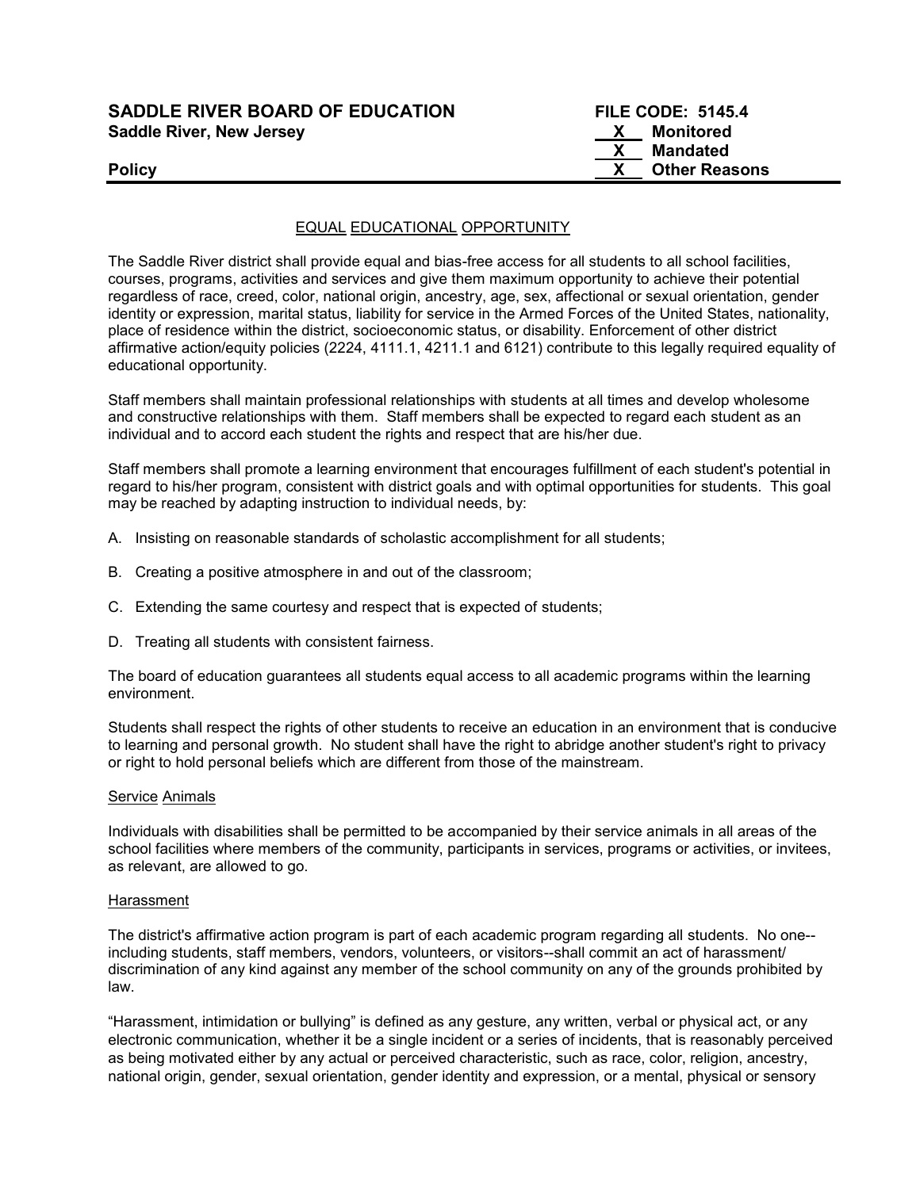**SADDLE RIVER BOARD OF EDUCATION**
**Saddle River, New Jersey**

**Policy**

**FILE CODE: 5145.4**
**X Monitored**
**X Mandated**
**X Other Reasons**

## EQUAL EDUCATIONAL OPPORTUNITY

The Saddle River district shall provide equal and bias-free access for all students to all school facilities, courses, programs, activities and services and give them maximum opportunity to achieve their potential regardless of race, creed, color, national origin, ancestry, age, sex, affectional or sexual orientation, gender identity or expression, marital status, liability for service in the Armed Forces of the United States, nationality, place of residence within the district, socioeconomic status, or disability. Enforcement of other district affirmative action/equity policies (2224, 4111.1, 4211.1 and 6121) contribute to this legally required equality of educational opportunity.

Staff members shall maintain professional relationships with students at all times and develop wholesome and constructive relationships with them. Staff members shall be expected to regard each student as an individual and to accord each student the rights and respect that are his/her due.

Staff members shall promote a learning environment that encourages fulfillment of each student's potential in regard to his/her program, consistent with district goals and with optimal opportunities for students. This goal may be reached by adapting instruction to individual needs, by:

A. Insisting on reasonable standards of scholastic accomplishment for all students;

B. Creating a positive atmosphere in and out of the classroom;

C. Extending the same courtesy and respect that is expected of students;

D. Treating all students with consistent fairness.

The board of education guarantees all students equal access to all academic programs within the learning environment.

Students shall respect the rights of other students to receive an education in an environment that is conducive to learning and personal growth. No student shall have the right to abridge another student's right to privacy or right to hold personal beliefs which are different from those of the mainstream.

### Service Animals

Individuals with disabilities shall be permitted to be accompanied by their service animals in all areas of the school facilities where members of the community, participants in services, programs or activities, or invitees, as relevant, are allowed to go.

### Harassment

The district's affirmative action program is part of each academic program regarding all students. No one--including students, staff members, vendors, volunteers, or visitors--shall commit an act of harassment/ discrimination of any kind against any member of the school community on any of the grounds prohibited by law.

"Harassment, intimidation or bullying" is defined as any gesture, any written, verbal or physical act, or any electronic communication, whether it be a single incident or a series of incidents, that is reasonably perceived as being motivated either by any actual or perceived characteristic, such as race, color, religion, ancestry, national origin, gender, sexual orientation, gender identity and expression, or a mental, physical or sensory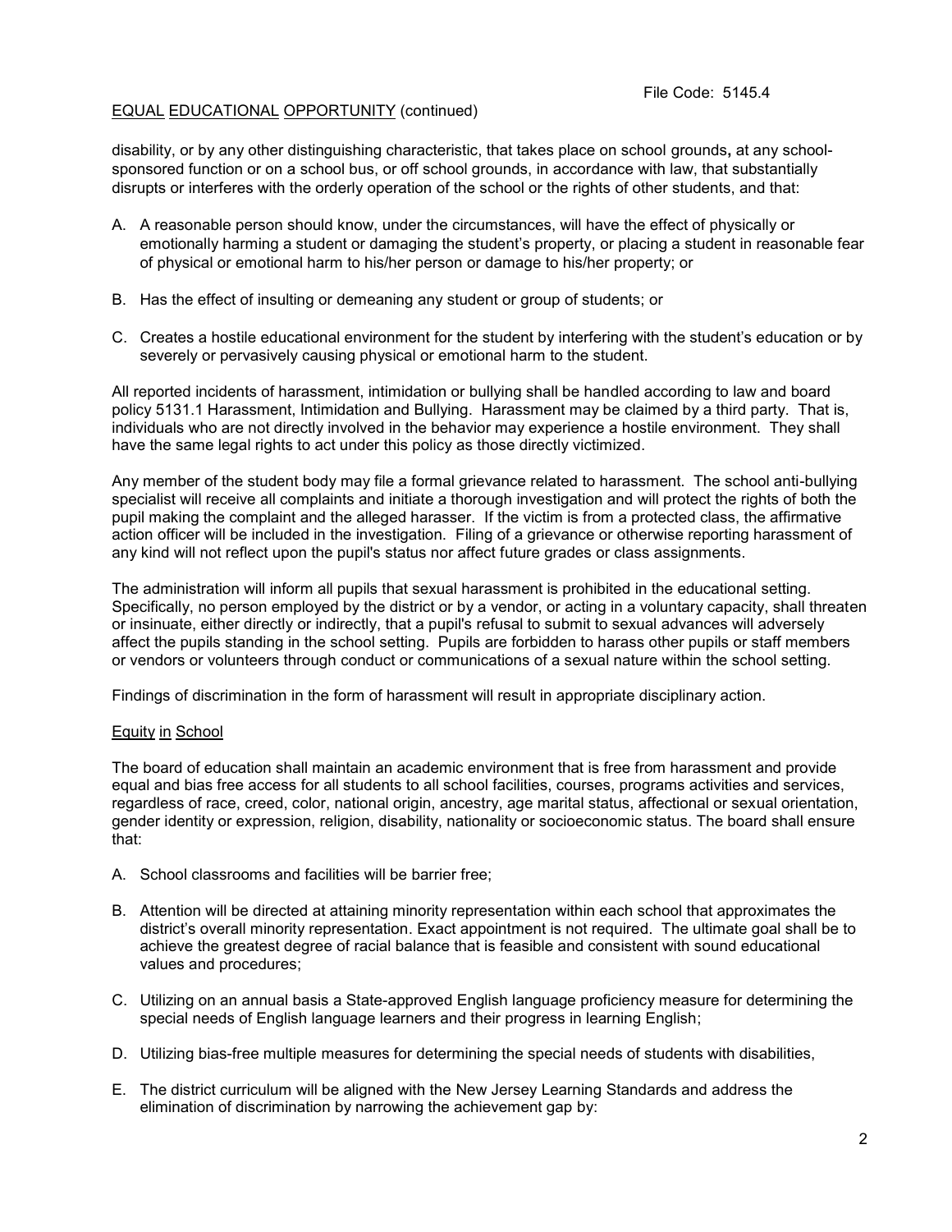disability, or by any other distinguishing characteristic, that takes place on school grounds**,** at any school-sponsored function or on a school bus, or off school grounds, in accordance with law, that substantially disrupts or interferes with the orderly operation of the school or the rights of other students, and that:

A. A reasonable person should know, under the circumstances, will have the effect of physically or emotionally harming a student or damaging the student's property, or placing a student in reasonable fear of physical or emotional harm to his/her person or damage to his/her property; or

B. Has the effect of insulting or demeaning any student or group of students; or

C. Creates a hostile educational environment for the student by interfering with the student's education or by severely or pervasively causing physical or emotional harm to the student.

All reported incidents of harassment, intimidation or bullying shall be handled according to law and board policy 5131.1 Harassment, Intimidation and Bullying. Harassment may be claimed by a third party. That is, individuals who are not directly involved in the behavior may experience a hostile environment. They shall have the same legal rights to act under this policy as those directly victimized.

Any member of the student body may file a formal grievance related to harassment. The school anti-bullying specialist will receive all complaints and initiate a thorough investigation and will protect the rights of both the pupil making the complaint and the alleged harasser. If the victim is from a protected class, the affirmative action officer will be included in the investigation. Filing of a grievance or otherwise reporting harassment of any kind will not reflect upon the pupil's status nor affect future grades or class assignments.

The administration will inform all pupils that sexual harassment is prohibited in the educational setting. Specifically, no person employed by the district or by a vendor, or acting in a voluntary capacity, shall threaten or insinuate, either directly or indirectly, that a pupil's refusal to submit to sexual advances will adversely affect the pupils standing in the school setting. Pupils are forbidden to harass other pupils or staff members or vendors or volunteers through conduct or communications of a sexual nature within the school setting.

Findings of discrimination in the form of harassment will result in appropriate disciplinary action.

## Equity in School

The board of education shall maintain an academic environment that is free from harassment and provide equal and bias free access for all students to all school facilities, courses, programs activities and services, regardless of race, creed, color, national origin, ancestry, age marital status, affectional or sexual orientation, gender identity or expression, religion, disability, nationality or socioeconomic status. The board shall ensure that:

A. School classrooms and facilities will be barrier free;

B. Attention will be directed at attaining minority representation within each school that approximates the district's overall minority representation. Exact appointment is not required. The ultimate goal shall be to achieve the greatest degree of racial balance that is feasible and consistent with sound educational values and procedures;

C. Utilizing on an annual basis a State-approved English language proficiency measure for determining the special needs of English language learners and their progress in learning English;

D. Utilizing bias-free multiple measures for determining the special needs of students with disabilities,

E. The district curriculum will be aligned with the New Jersey Learning Standards and address the elimination of discrimination by narrowing the achievement gap by: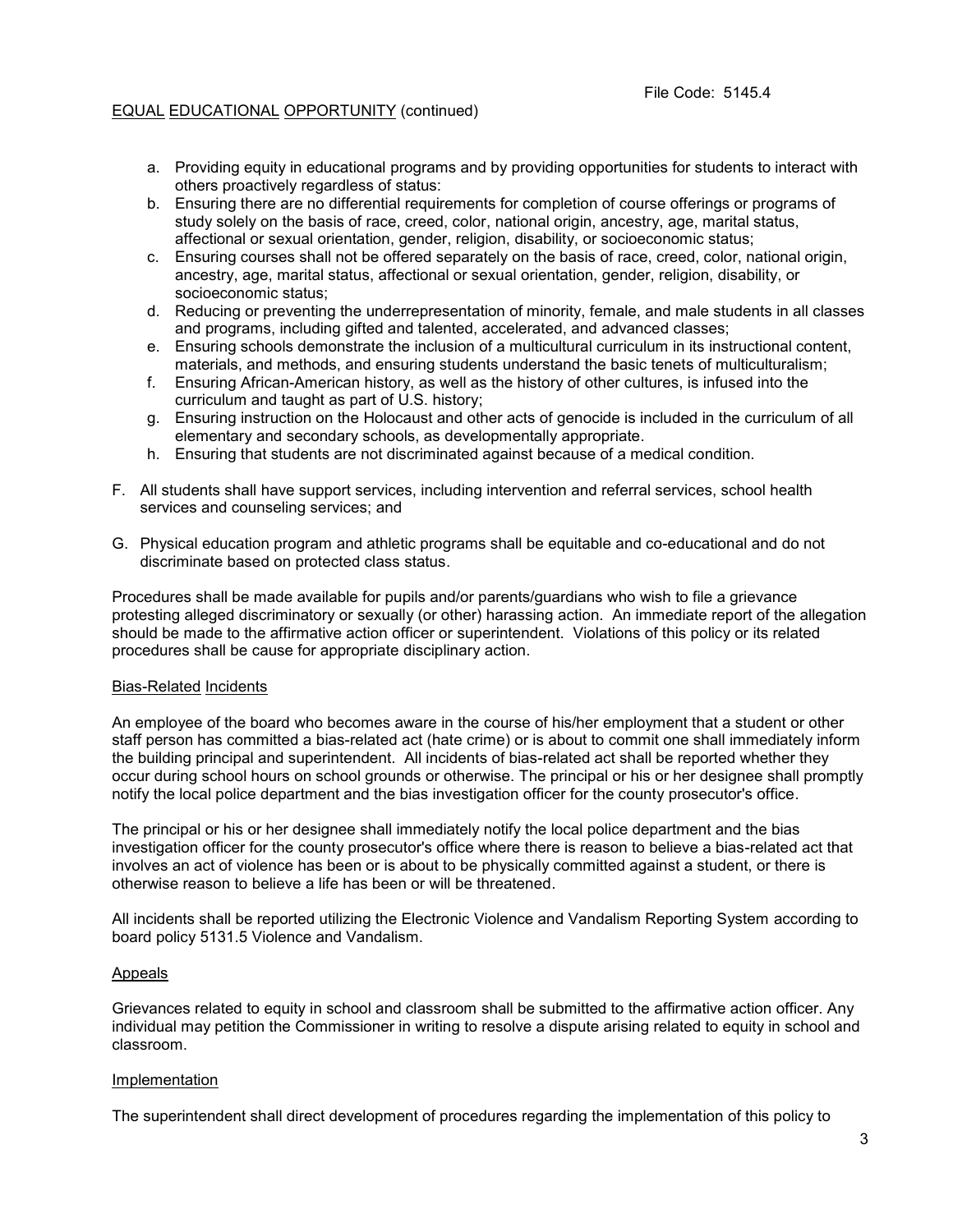File Code: 5145.4

EQUAL EDUCATIONAL OPPORTUNITY (continued)

a. Providing equity in educational programs and by providing opportunities for students to interact with others proactively regardless of status:
b. Ensuring there are no differential requirements for completion of course offerings or programs of study solely on the basis of race, creed, color, national origin, ancestry, age, marital status, affectional or sexual orientation, gender, religion, disability, or socioeconomic status;
c. Ensuring courses shall not be offered separately on the basis of race, creed, color, national origin, ancestry, age, marital status, affectional or sexual orientation, gender, religion, disability, or socioeconomic status;
d. Reducing or preventing the underrepresentation of minority, female, and male students in all classes and programs, including gifted and talented, accelerated, and advanced classes;
e. Ensuring schools demonstrate the inclusion of a multicultural curriculum in its instructional content, materials, and methods, and ensuring students understand the basic tenets of multiculturalism;
f. Ensuring African-American history, as well as the history of other cultures, is infused into the curriculum and taught as part of U.S. history;
g. Ensuring instruction on the Holocaust and other acts of genocide is included in the curriculum of all elementary and secondary schools, as developmentally appropriate.
h. Ensuring that students are not discriminated against because of a medical condition.

F. All students shall have support services, including intervention and referral services, school health services and counseling services; and

G. Physical education program and athletic programs shall be equitable and co-educational and do not discriminate based on protected class status.

Procedures shall be made available for pupils and/or parents/guardians who wish to file a grievance protesting alleged discriminatory or sexually (or other) harassing action. An immediate report of the allegation should be made to the affirmative action officer or superintendent. Violations of this policy or its related procedures shall be cause for appropriate disciplinary action.

## Bias-Related Incidents

An employee of the board who becomes aware in the course of his/her employment that a student or other staff person has committed a bias-related act (hate crime) or is about to commit one shall immediately inform the building principal and superintendent. All incidents of bias-related act shall be reported whether they occur during school hours on school grounds or otherwise. The principal or his or her designee shall promptly notify the local police department and the bias investigation officer for the county prosecutor's office.

The principal or his or her designee shall immediately notify the local police department and the bias investigation officer for the county prosecutor's office where there is reason to believe a bias-related act that involves an act of violence has been or is about to be physically committed against a student, or there is otherwise reason to believe a life has been or will be threatened.

All incidents shall be reported utilizing the Electronic Violence and Vandalism Reporting System according to board policy 5131.5 Violence and Vandalism.

## Appeals

Grievances related to equity in school and classroom shall be submitted to the affirmative action officer. Any individual may petition the Commissioner in writing to resolve a dispute arising related to equity in school and classroom.

## Implementation

The superintendent shall direct development of procedures regarding the implementation of this policy to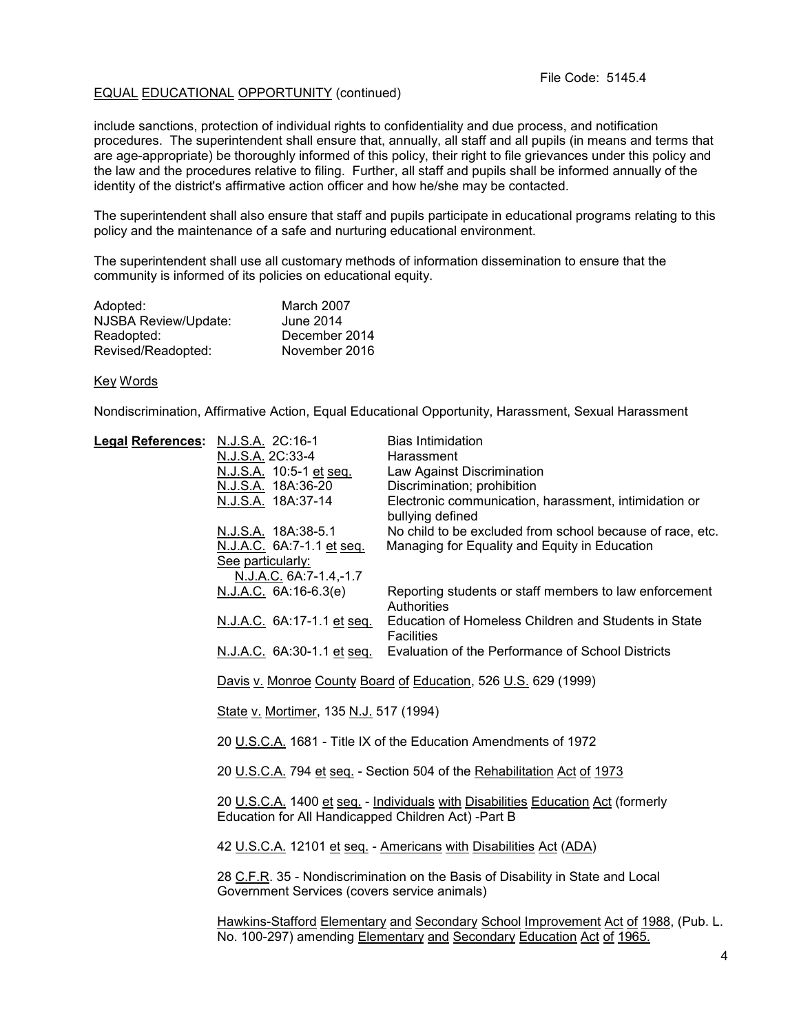File Code: 5145.4

EQUAL EDUCATIONAL OPPORTUNITY (continued)

include sanctions, protection of individual rights to confidentiality and due process, and notification procedures. The superintendent shall ensure that, annually, all staff and all pupils (in means and terms that are age-appropriate) be thoroughly informed of this policy, their right to file grievances under this policy and the law and the procedures relative to filing. Further, all staff and pupils shall be informed annually of the identity of the district's affirmative action officer and how he/she may be contacted.

The superintendent shall also ensure that staff and pupils participate in educational programs relating to this policy and the maintenance of a safe and nurturing educational environment.

The superintendent shall use all customary methods of information dissemination to ensure that the community is informed of its policies on educational equity.

| | |
|---|---|
| Adopted: | March 2007 |
| NJSBA Review/Update: | June 2014 |
| Readopted: | December 2014 |
| Revised/Readopted: | November 2016 |

Key Words

Nondiscrimination, Affirmative Action, Equal Educational Opportunity, Harassment, Sexual Harassment

**Legal References:**

| | |
|---|---|
| N.J.S.A. 2C:16-1 | Bias Intimidation |
| N.J.S.A. 2C:33-4 | Harassment |
| N.J.S.A. 10:5-1 et seq. | Law Against Discrimination |
| N.J.S.A. 18A:36-20 | Discrimination; prohibition |
| N.J.S.A. 18A:37-14 | Electronic communication, harassment, intimidation or bullying defined |
| N.J.S.A. 18A:38-5.1 | No child to be excluded from school because of race, etc. |
| N.J.A.C. 6A:7-1.1 et seq. See particularly: N.J.A.C. 6A:7-1.4,-1.7 | Managing for Equality and Equity in Education |
| N.J.A.C. 6A:16-6.3(e) | Reporting students or staff members to law enforcement Authorities |
| N.J.A.C. 6A:17-1.1 et seq. | Education of Homeless Children and Students in State Facilities |
| N.J.A.C. 6A:30-1.1 et seq. | Evaluation of the Performance of School Districts |

Davis v. Monroe County Board of Education, 526 U.S. 629 (1999)

State v. Mortimer, 135 N.J. 517 (1994)

20 U.S.C.A. 1681 - Title IX of the Education Amendments of 1972

20 U.S.C.A. 794 et seq. - Section 504 of the Rehabilitation Act of 1973

20 U.S.C.A. 1400 et seq. - Individuals with Disabilities Education Act (formerly Education for All Handicapped Children Act) -Part B

42 U.S.C.A. 12101 et seq. - Americans with Disabilities Act (ADA)

28 C.F.R. 35 - Nondiscrimination on the Basis of Disability in State and Local Government Services (covers service animals)

Hawkins-Stafford Elementary and Secondary School Improvement Act of 1988, (Pub. L. No. 100-297) amending Elementary and Secondary Education Act of 1965.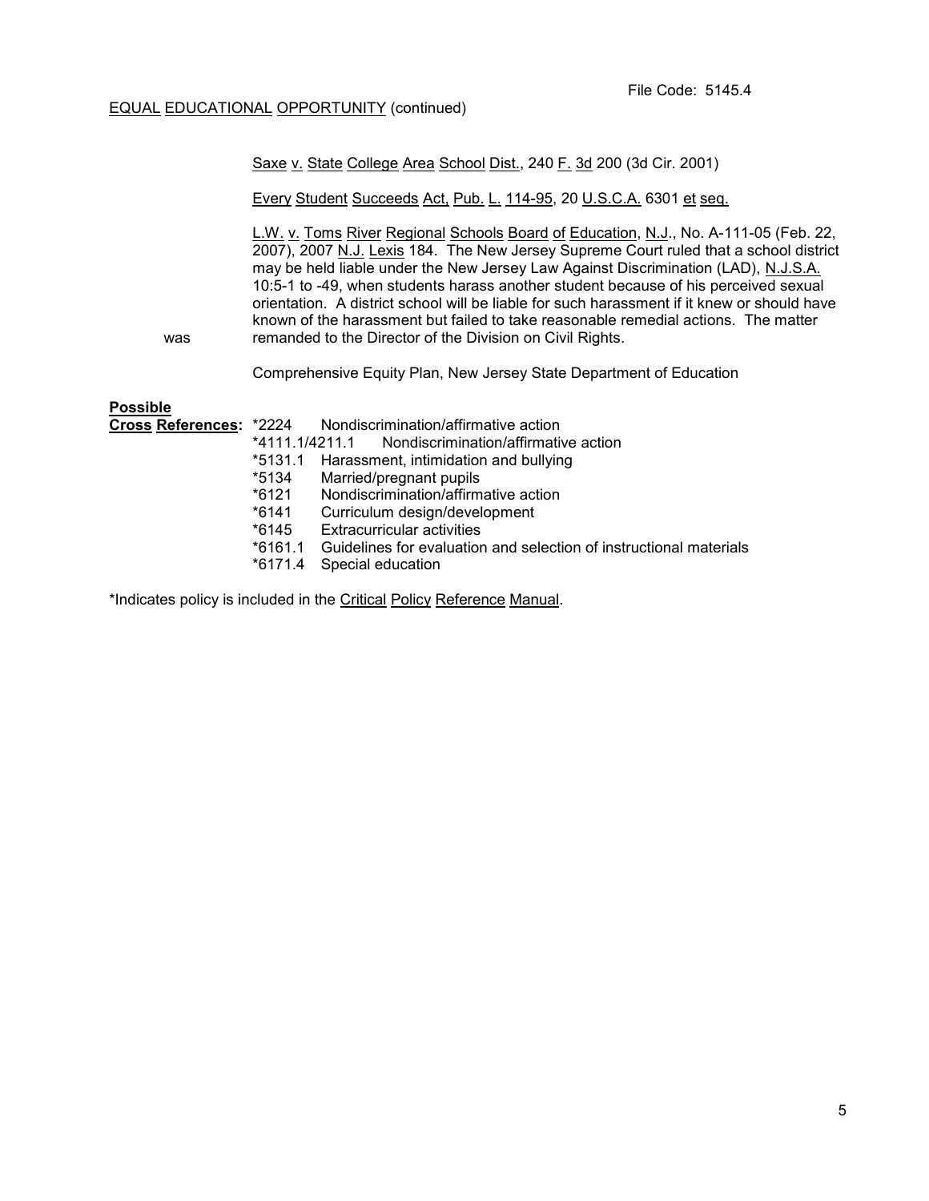File Code: 5145.4

EQUAL EDUCATIONAL OPPORTUNITY (continued)

Saxe v. State College Area School Dist., 240 F. 3d 200 (3d Cir. 2001)

Every Student Succeeds Act, Pub. L. 114-95, 20 U.S.C.A. 6301 et seq.

L.W. v. Toms River Regional Schools Board of Education, N.J., No. A-111-05 (Feb. 22, 2007), 2007 N.J. Lexis 184. The New Jersey Supreme Court ruled that a school district may be held liable under the New Jersey Law Against Discrimination (LAD), N.J.S.A. 10:5-1 to -49, when students harass another student because of his perceived sexual orientation. A district school will be liable for such harassment if it knew or should have known of the harassment but failed to take reasonable remedial actions. The matter was remanded to the Director of the Division on Civil Rights.

Comprehensive Equity Plan, New Jersey State Department of Education

**Possible Cross References:**

- *2224 Nondiscrimination/affirmative action
- *4111.1/4211.1 Nondiscrimination/affirmative action
- *5131.1 Harassment, intimidation and bullying
- *5134 Married/pregnant pupils
- *6121 Nondiscrimination/affirmative action
- *6141 Curriculum design/development
- *6145 Extracurricular activities
- *6161.1 Guidelines for evaluation and selection of instructional materials
- *6171.4 Special education

*Indicates policy is included in the Critical Policy Reference Manual.